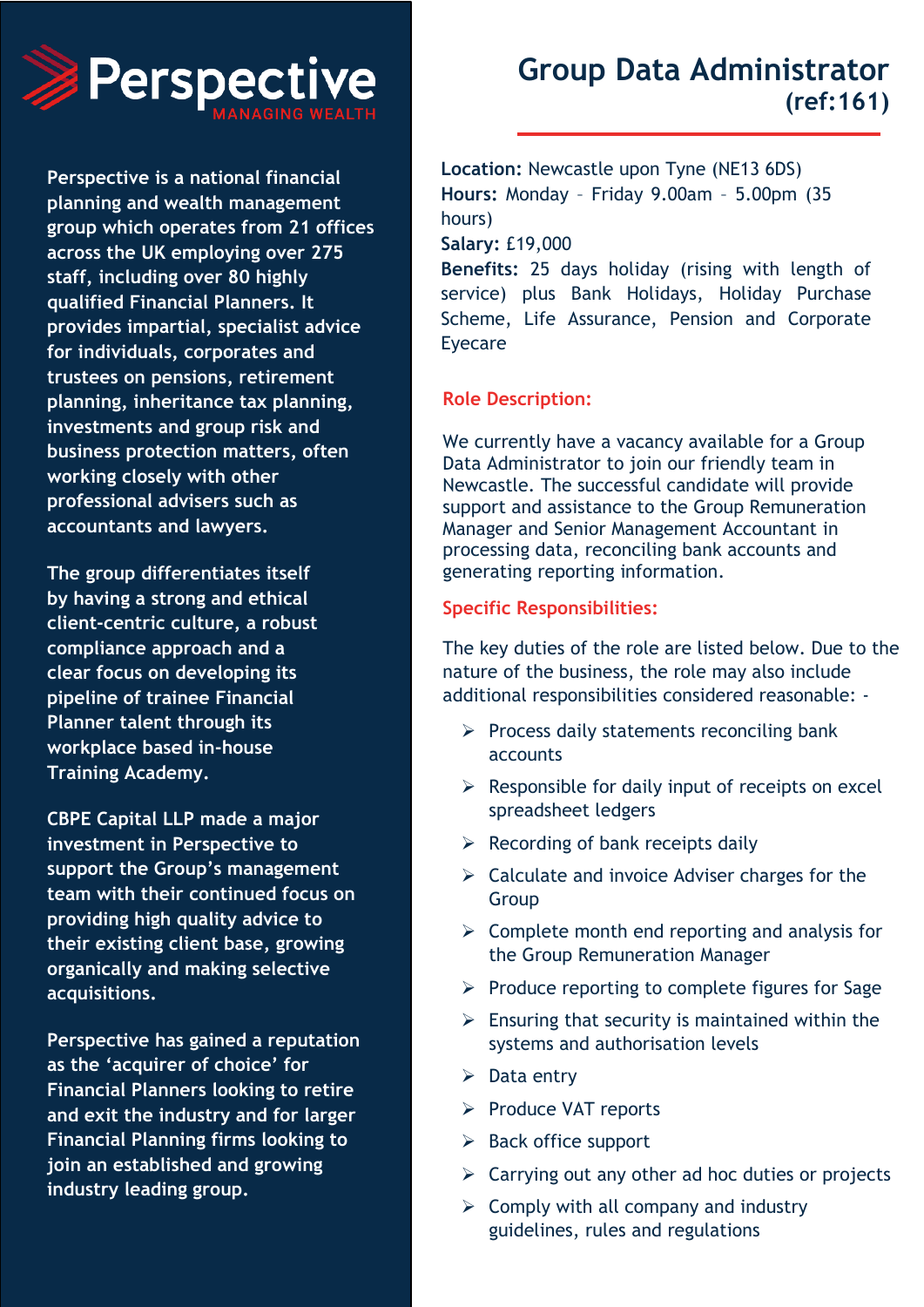Perspective
MANAGING WEALTH

Perspective is a national financial planning and wealth management group which operates from 21 offices across the UK employing over 275 staff, including over 80 highly qualified Financial Planners. It provides impartial, specialist advice for individuals, corporates and trustees on pensions, retirement planning, inheritance tax planning, investments and group risk and business protection matters, often working closely with other professional advisers such as accountants and lawyers.

The group differentiates itself by having a strong and ethical client-centric culture, a robust compliance approach and a clear focus on developing its pipeline of trainee Financial Planner talent through its workplace based in-house Training Academy.

CBPE Capital LLP made a major investment in Perspective to support the Group's management team with their continued focus on providing high quality advice to their existing client base, growing organically and making selective acquisitions.

Perspective has gained a reputation as the 'acquirer of choice' for Financial Planners looking to retire and exit the industry and for larger Financial Planning firms looking to join an established and growing industry leading group.

# Group Data Administrator (ref:161)

**Location:** Newcastle upon Tyne (NE13 6DS)
**Hours:** Monday – Friday 9.00am – 5.00pm (35 hours)
**Salary:** £19,000
**Benefits:** 25 days holiday (rising with length of service) plus Bank Holidays, Holiday Purchase Scheme, Life Assurance, Pension and Corporate Eyecare

## Role Description:

We currently have a vacancy available for a Group Data Administrator to join our friendly team in Newcastle. The successful candidate will provide support and assistance to the Group Remuneration Manager and Senior Management Accountant in processing data, reconciling bank accounts and generating reporting information.

## Specific Responsibilities:

The key duties of the role are listed below. Due to the nature of the business, the role may also include additional responsibilities considered reasonable: -

- Process daily statements reconciling bank accounts
- Responsible for daily input of receipts on excel spreadsheet ledgers
- Recording of bank receipts daily
- Calculate and invoice Adviser charges for the Group
- Complete month end reporting and analysis for the Group Remuneration Manager
- Produce reporting to complete figures for Sage
- Ensuring that security is maintained within the systems and authorisation levels
- Data entry
- Produce VAT reports
- Back office support
- Carrying out any other ad hoc duties or projects
- Comply with all company and industry guidelines, rules and regulations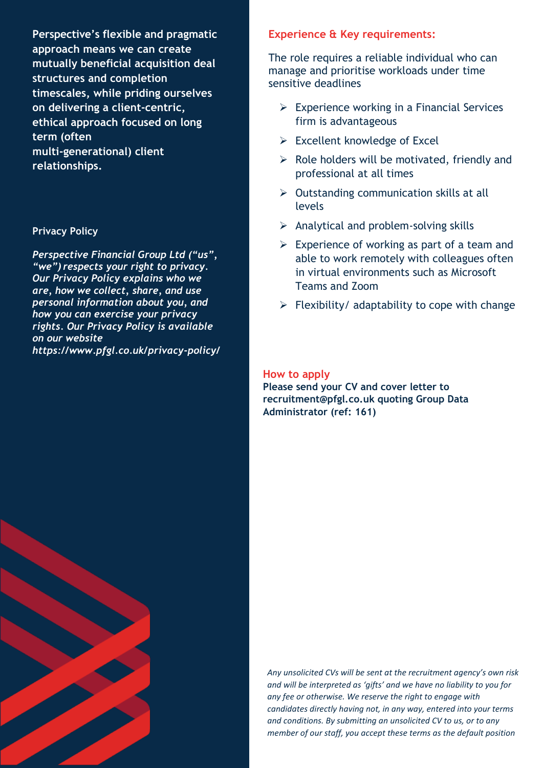**Perspective's flexible and pragmatic approach means we can create mutually beneficial acquisition deal structures and completion timescales, while priding ourselves on delivering a client-centric, ethical approach focused on long term (often multi-generational) client relationships.**

**Privacy Policy**

***Perspective Financial Group Ltd ("us", "we") respects your right to privacy. Our Privacy Policy explains who we are, how we collect, share, and use personal information about you, and how you can exercise your privacy rights. Our Privacy Policy is available on our website https://www.pfgl.co.uk/privacy-policy/***

## Experience & Key requirements:

The role requires a reliable individual who can manage and prioritise workloads under time sensitive deadlines

- Experience working in a Financial Services firm is advantageous
- Excellent knowledge of Excel
- Role holders will be motivated, friendly and professional at all times
- Outstanding communication skills at all levels
- Analytical and problem-solving skills
- Experience of working as part of a team and able to work remotely with colleagues often in virtual environments such as Microsoft Teams and Zoom
- Flexibility/ adaptability to cope with change

## How to apply

**Please send your CV and cover letter to recruitment@pfgl.co.uk quoting Group Data Administrator (ref: 161)**

*Any unsolicited CVs will be sent at the recruitment agency's own risk and will be interpreted as 'gifts' and we have no liability to you for any fee or otherwise. We reserve the right to engage with candidates directly having not, in any way, entered into your terms and conditions. By submitting an unsolicited CV to us, or to any member of our staff, you accept these terms as the default position*